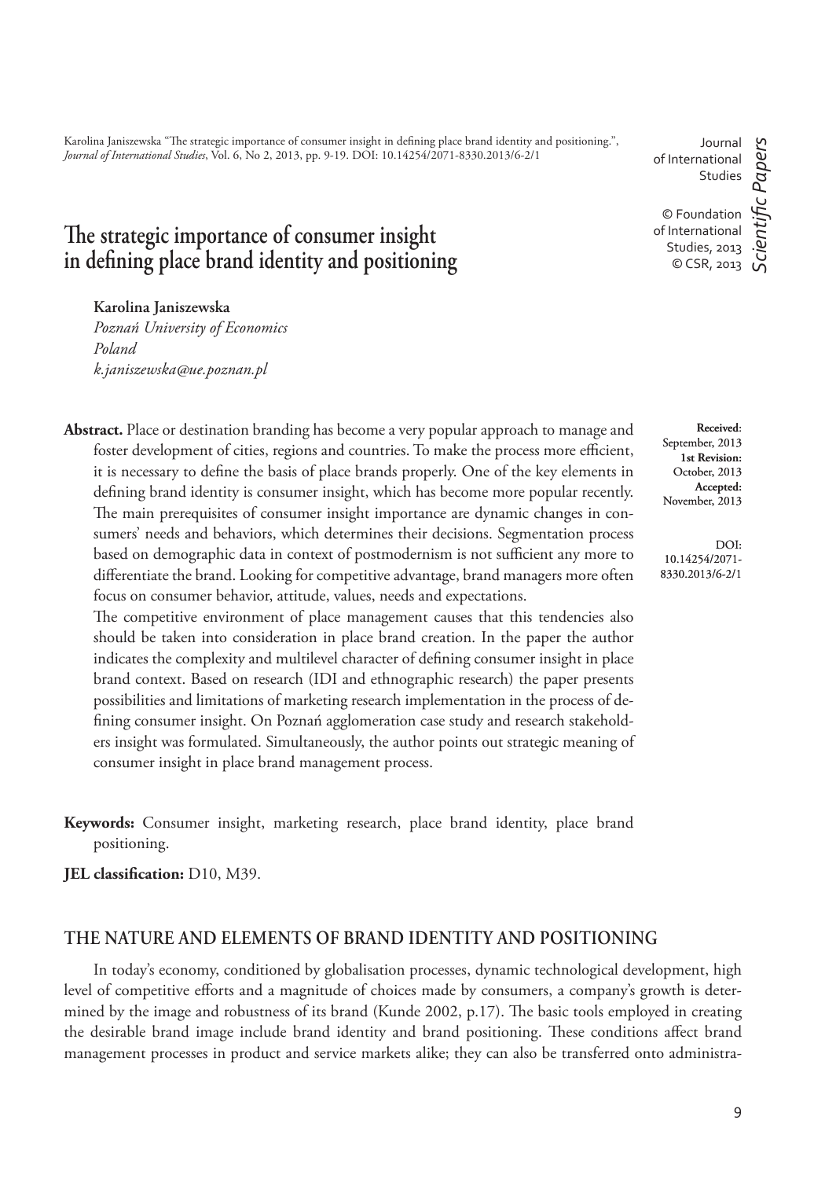Karolina Janiszewska "The strategic importance of consumer insight in defining place brand identity and positioning.", *Journal of International Studies*, Vol. 6, No 2, 2013, pp. 9-19. DOI: 10.14254/2071-8330.2013/6-2/1

Journal of International Studies

© Foundation of International Studies, 2013
© CSR, 2013

*Scientific Papers*

# The strategic importance of consumer insight in defining place brand identity and positioning

**Karolina Janiszewska**
*Poznań University of Economics*
*Poland*
*k.janiszewska@ue.poznan.pl*

**Received**: September, 2013
**1st Revision:** October, 2013
**Accepted:** November, 2013

DOI: 10.14254/2071-8330.2013/6-2/1

**Abstract.** Place or destination branding has become a very popular approach to manage and foster development of cities, regions and countries. To make the process more efficient, it is necessary to define the basis of place brands properly. One of the key elements in defining brand identity is consumer insight, which has become more popular recently. The main prerequisites of consumer insight importance are dynamic changes in consumers' needs and behaviors, which determines their decisions. Segmentation process based on demographic data in context of postmodernism is not sufficient any more to differentiate the brand. Looking for competitive advantage, brand managers more often focus on consumer behavior, attitude, values, needs and expectations.

The competitive environment of place management causes that this tendencies also should be taken into consideration in place brand creation. In the paper the author indicates the complexity and multilevel character of defining consumer insight in place brand context. Based on research (IDI and ethnographic research) the paper presents possibilities and limitations of marketing research implementation in the process of defining consumer insight. On Poznań agglomeration case study and research stakeholders insight was formulated. Simultaneously, the author points out strategic meaning of consumer insight in place brand management process.

**Keywords:** Consumer insight, marketing research, place brand identity, place brand positioning.

**JEL classification:** D10, M39.

## THE NATURE AND ELEMENTS OF BRAND IDENTITY AND POSITIONING

In today's economy, conditioned by globalisation processes, dynamic technological development, high level of competitive efforts and a magnitude of choices made by consumers, a company's growth is determined by the image and robustness of its brand (Kunde 2002, p.17). The basic tools employed in creating the desirable brand image include brand identity and brand positioning. These conditions affect brand management processes in product and service markets alike; they can also be transferred onto administra-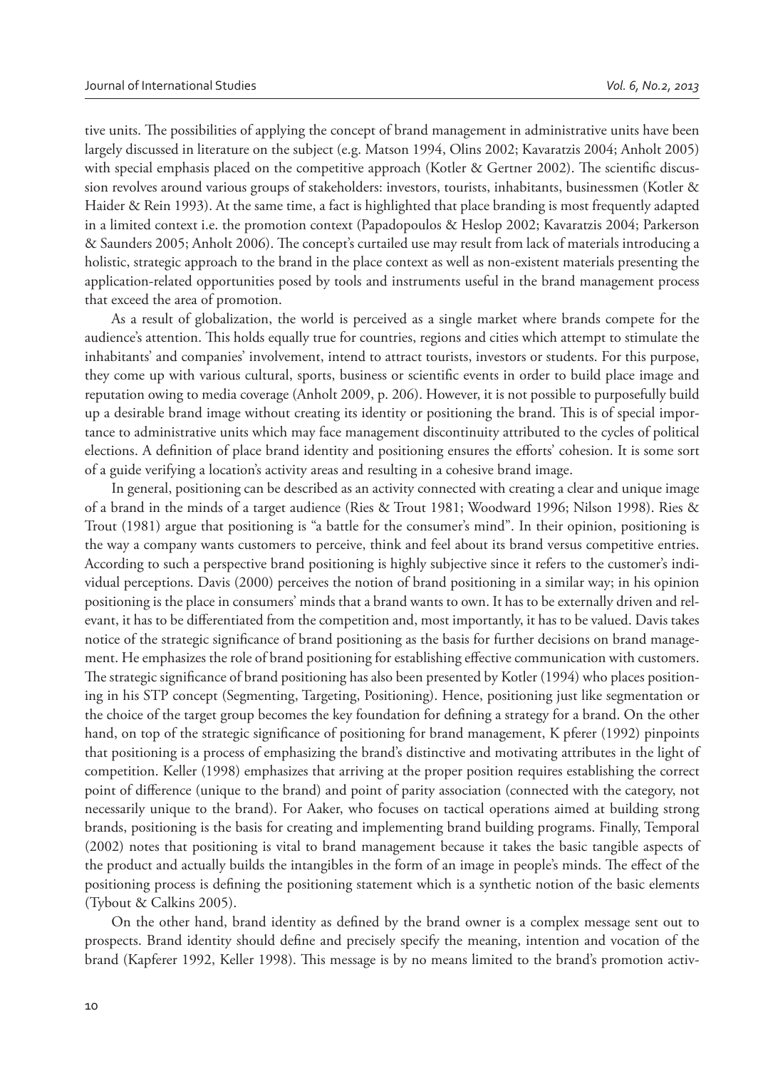tive units. The possibilities of applying the concept of brand management in administrative units have been largely discussed in literature on the subject (e.g. Matson 1994, Olins 2002; Kavaratzis 2004; Anholt 2005) with special emphasis placed on the competitive approach (Kotler & Gertner 2002). The scientific discussion revolves around various groups of stakeholders: investors, tourists, inhabitants, businessmen (Kotler & Haider & Rein 1993). At the same time, a fact is highlighted that place branding is most frequently adapted in a limited context i.e. the promotion context (Papadopoulos & Heslop 2002; Kavaratzis 2004; Parkerson & Saunders 2005; Anholt 2006). The concept's curtailed use may result from lack of materials introducing a holistic, strategic approach to the brand in the place context as well as non-existent materials presenting the application-related opportunities posed by tools and instruments useful in the brand management process that exceed the area of promotion.

As a result of globalization, the world is perceived as a single market where brands compete for the audience's attention. This holds equally true for countries, regions and cities which attempt to stimulate the inhabitants' and companies' involvement, intend to attract tourists, investors or students. For this purpose, they come up with various cultural, sports, business or scientific events in order to build place image and reputation owing to media coverage (Anholt 2009, p. 206). However, it is not possible to purposefully build up a desirable brand image without creating its identity or positioning the brand. This is of special importance to administrative units which may face management discontinuity attributed to the cycles of political elections. A definition of place brand identity and positioning ensures the efforts' cohesion. It is some sort of a guide verifying a location's activity areas and resulting in a cohesive brand image.

In general, positioning can be described as an activity connected with creating a clear and unique image of a brand in the minds of a target audience (Ries & Trout 1981; Woodward 1996; Nilson 1998). Ries & Trout (1981) argue that positioning is "a battle for the consumer's mind". In their opinion, positioning is the way a company wants customers to perceive, think and feel about its brand versus competitive entries. According to such a perspective brand positioning is highly subjective since it refers to the customer's individual perceptions. Davis (2000) perceives the notion of brand positioning in a similar way; in his opinion positioning is the place in consumers' minds that a brand wants to own. It has to be externally driven and relevant, it has to be differentiated from the competition and, most importantly, it has to be valued. Davis takes notice of the strategic significance of brand positioning as the basis for further decisions on brand management. He emphasizes the role of brand positioning for establishing effective communication with customers. The strategic significance of brand positioning has also been presented by Kotler (1994) who places positioning in his STP concept (Segmenting, Targeting, Positioning). Hence, positioning just like segmentation or the choice of the target group becomes the key foundation for defining a strategy for a brand. On the other hand, on top of the strategic significance of positioning for brand management, K pferer (1992) pinpoints that positioning is a process of emphasizing the brand's distinctive and motivating attributes in the light of competition. Keller (1998) emphasizes that arriving at the proper position requires establishing the correct point of difference (unique to the brand) and point of parity association (connected with the category, not necessarily unique to the brand). For Aaker, who focuses on tactical operations aimed at building strong brands, positioning is the basis for creating and implementing brand building programs. Finally, Temporal (2002) notes that positioning is vital to brand management because it takes the basic tangible aspects of the product and actually builds the intangibles in the form of an image in people's minds. The effect of the positioning process is defining the positioning statement which is a synthetic notion of the basic elements (Tybout & Calkins 2005).

On the other hand, brand identity as defined by the brand owner is a complex message sent out to prospects. Brand identity should define and precisely specify the meaning, intention and vocation of the brand (Kapferer 1992, Keller 1998). This message is by no means limited to the brand's promotion activ-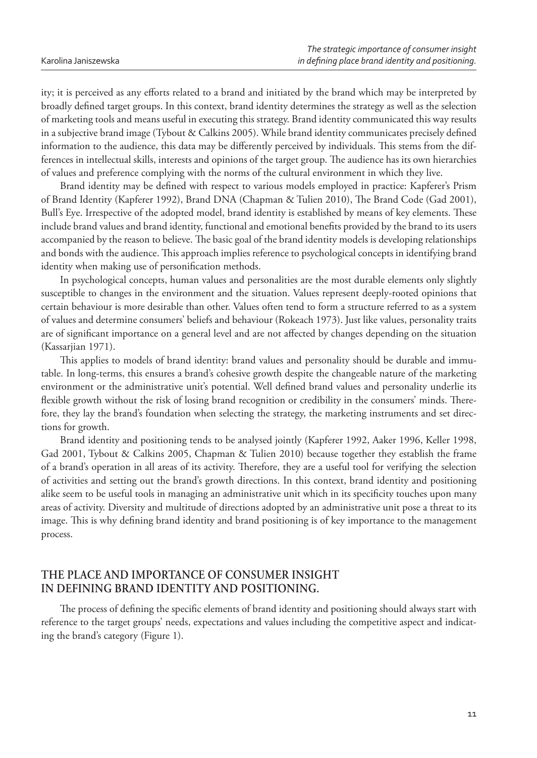ity; it is perceived as any efforts related to a brand and initiated by the brand which may be interpreted by broadly defined target groups. In this context, brand identity determines the strategy as well as the selection of marketing tools and means useful in executing this strategy. Brand identity communicated this way results in a subjective brand image (Tybout & Calkins 2005). While brand identity communicates precisely defined information to the audience, this data may be differently perceived by individuals. This stems from the differences in intellectual skills, interests and opinions of the target group. The audience has its own hierarchies of values and preference complying with the norms of the cultural environment in which they live.

Brand identity may be defined with respect to various models employed in practice: Kapferer's Prism of Brand Identity (Kapferer 1992), Brand DNA (Chapman & Tulien 2010), The Brand Code (Gad 2001), Bull's Eye. Irrespective of the adopted model, brand identity is established by means of key elements. These include brand values and brand identity, functional and emotional benefits provided by the brand to its users accompanied by the reason to believe. The basic goal of the brand identity models is developing relationships and bonds with the audience. This approach implies reference to psychological concepts in identifying brand identity when making use of personification methods.

In psychological concepts, human values and personalities are the most durable elements only slightly susceptible to changes in the environment and the situation. Values represent deeply-rooted opinions that certain behaviour is more desirable than other. Values often tend to form a structure referred to as a system of values and determine consumers' beliefs and behaviour (Rokeach 1973). Just like values, personality traits are of significant importance on a general level and are not affected by changes depending on the situation (Kassarjian 1971).

This applies to models of brand identity: brand values and personality should be durable and immutable. In long-terms, this ensures a brand's cohesive growth despite the changeable nature of the marketing environment or the administrative unit's potential. Well defined brand values and personality underlie its flexible growth without the risk of losing brand recognition or credibility in the consumers' minds. Therefore, they lay the brand's foundation when selecting the strategy, the marketing instruments and set directions for growth.

Brand identity and positioning tends to be analysed jointly (Kapferer 1992, Aaker 1996, Keller 1998, Gad 2001, Tybout & Calkins 2005, Chapman & Tulien 2010) because together they establish the frame of a brand's operation in all areas of its activity. Therefore, they are a useful tool for verifying the selection of activities and setting out the brand's growth directions. In this context, brand identity and positioning alike seem to be useful tools in managing an administrative unit which in its specificity touches upon many areas of activity. Diversity and multitude of directions adopted by an administrative unit pose a threat to its image. This is why defining brand identity and brand positioning is of key importance to the management process.

## THE PLACE AND IMPORTANCE OF CONSUMER INSIGHT IN DEFINING BRAND IDENTITY AND POSITIONING.

The process of defining the specific elements of brand identity and positioning should always start with reference to the target groups' needs, expectations and values including the competitive aspect and indicating the brand's category (Figure 1).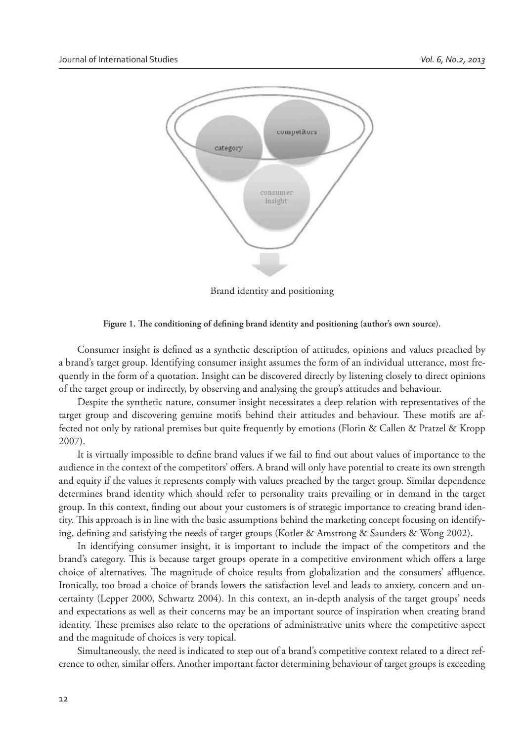Brand identity and positioning

**Figure 1. The conditioning of defining brand identity and positioning (author's own source).**

Consumer insight is defined as a synthetic description of attitudes, opinions and values preached by a brand's target group. Identifying consumer insight assumes the form of an individual utterance, most frequently in the form of a quotation. Insight can be discovered directly by listening closely to direct opinions of the target group or indirectly, by observing and analysing the group's attitudes and behaviour.

Despite the synthetic nature, consumer insight necessitates a deep relation with representatives of the target group and discovering genuine motifs behind their attitudes and behaviour. These motifs are affected not only by rational premises but quite frequently by emotions (Florin & Callen & Pratzel & Kropp 2007).

It is virtually impossible to define brand values if we fail to find out about values of importance to the audience in the context of the competitors' offers. A brand will only have potential to create its own strength and equity if the values it represents comply with values preached by the target group. Similar dependence determines brand identity which should refer to personality traits prevailing or in demand in the target group. In this context, finding out about your customers is of strategic importance to creating brand identity. This approach is in line with the basic assumptions behind the marketing concept focusing on identifying, defining and satisfying the needs of target groups (Kotler & Amstrong & Saunders & Wong 2002).

In identifying consumer insight, it is important to include the impact of the competitors and the brand's category. This is because target groups operate in a competitive environment which offers a large choice of alternatives. The magnitude of choice results from globalization and the consumers' affluence. Ironically, too broad a choice of brands lowers the satisfaction level and leads to anxiety, concern and uncertainty (Lepper 2000, Schwartz 2004). In this context, an in-depth analysis of the target groups' needs and expectations as well as their concerns may be an important source of inspiration when creating brand identity. These premises also relate to the operations of administrative units where the competitive aspect and the magnitude of choices is very topical.

Simultaneously, the need is indicated to step out of a brand's competitive context related to a direct reference to other, similar offers. Another important factor determining behaviour of target groups is exceeding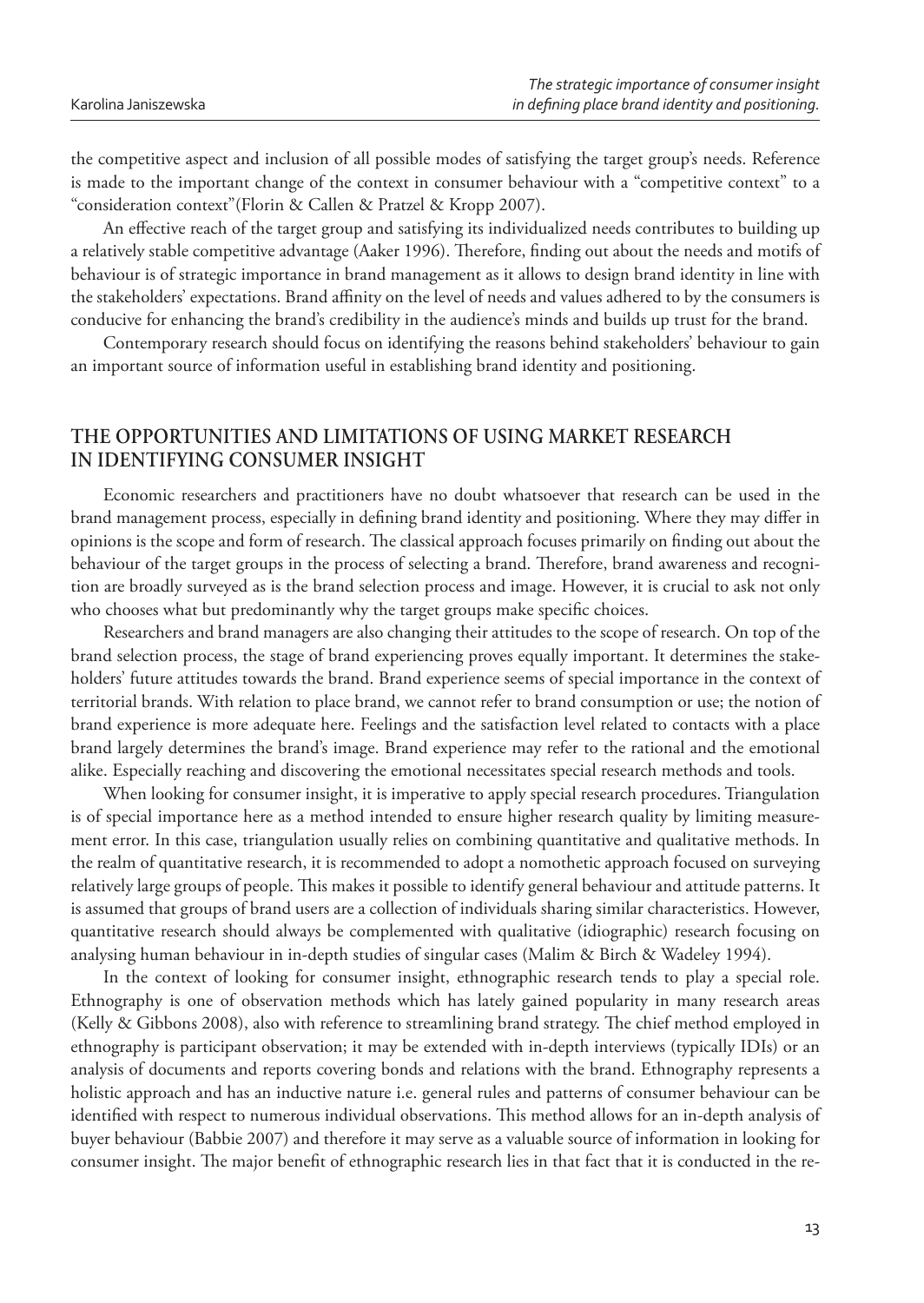the competitive aspect and inclusion of all possible modes of satisfying the target group's needs. Reference is made to the important change of the context in consumer behaviour with a "competitive context" to a "consideration context"(Florin & Callen & Pratzel & Kropp 2007).

An effective reach of the target group and satisfying its individualized needs contributes to building up a relatively stable competitive advantage (Aaker 1996). Therefore, finding out about the needs and motifs of behaviour is of strategic importance in brand management as it allows to design brand identity in line with the stakeholders' expectations. Brand affinity on the level of needs and values adhered to by the consumers is conducive for enhancing the brand's credibility in the audience's minds and builds up trust for the brand.

Contemporary research should focus on identifying the reasons behind stakeholders' behaviour to gain an important source of information useful in establishing brand identity and positioning.

## THE OPPORTUNITIES AND LIMITATIONS OF USING MARKET RESEARCH IN IDENTIFYING CONSUMER INSIGHT

Economic researchers and practitioners have no doubt whatsoever that research can be used in the brand management process, especially in defining brand identity and positioning. Where they may differ in opinions is the scope and form of research. The classical approach focuses primarily on finding out about the behaviour of the target groups in the process of selecting a brand. Therefore, brand awareness and recognition are broadly surveyed as is the brand selection process and image. However, it is crucial to ask not only who chooses what but predominantly why the target groups make specific choices.

Researchers and brand managers are also changing their attitudes to the scope of research. On top of the brand selection process, the stage of brand experiencing proves equally important. It determines the stakeholders' future attitudes towards the brand. Brand experience seems of special importance in the context of territorial brands. With relation to place brand, we cannot refer to brand consumption or use; the notion of brand experience is more adequate here. Feelings and the satisfaction level related to contacts with a place brand largely determines the brand's image. Brand experience may refer to the rational and the emotional alike. Especially reaching and discovering the emotional necessitates special research methods and tools.

When looking for consumer insight, it is imperative to apply special research procedures. Triangulation is of special importance here as a method intended to ensure higher research quality by limiting measurement error. In this case, triangulation usually relies on combining quantitative and qualitative methods. In the realm of quantitative research, it is recommended to adopt a nomothetic approach focused on surveying relatively large groups of people. This makes it possible to identify general behaviour and attitude patterns. It is assumed that groups of brand users are a collection of individuals sharing similar characteristics. However, quantitative research should always be complemented with qualitative (idiographic) research focusing on analysing human behaviour in in-depth studies of singular cases (Malim & Birch & Wadeley 1994).

In the context of looking for consumer insight, ethnographic research tends to play a special role. Ethnography is one of observation methods which has lately gained popularity in many research areas (Kelly & Gibbons 2008), also with reference to streamlining brand strategy. The chief method employed in ethnography is participant observation; it may be extended with in-depth interviews (typically IDIs) or an analysis of documents and reports covering bonds and relations with the brand. Ethnography represents a holistic approach and has an inductive nature i.e. general rules and patterns of consumer behaviour can be identified with respect to numerous individual observations. This method allows for an in-depth analysis of buyer behaviour (Babbie 2007) and therefore it may serve as a valuable source of information in looking for consumer insight. The major benefit of ethnographic research lies in that fact that it is conducted in the re-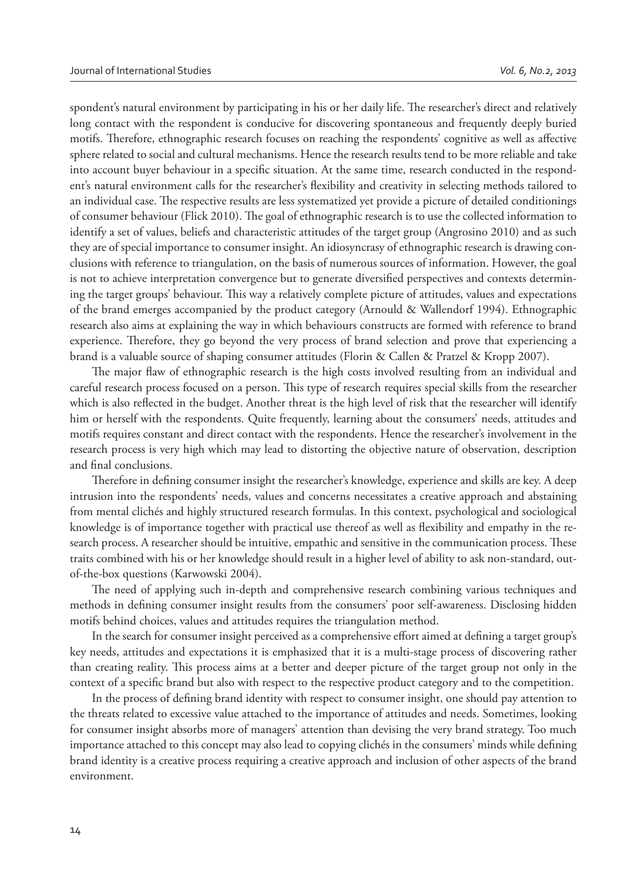spondent's natural environment by participating in his or her daily life. The researcher's direct and relatively long contact with the respondent is conducive for discovering spontaneous and frequently deeply buried motifs. Therefore, ethnographic research focuses on reaching the respondents' cognitive as well as affective sphere related to social and cultural mechanisms. Hence the research results tend to be more reliable and take into account buyer behaviour in a specific situation. At the same time, research conducted in the respondent's natural environment calls for the researcher's flexibility and creativity in selecting methods tailored to an individual case. The respective results are less systematized yet provide a picture of detailed conditionings of consumer behaviour (Flick 2010). The goal of ethnographic research is to use the collected information to identify a set of values, beliefs and characteristic attitudes of the target group (Angrosino 2010) and as such they are of special importance to consumer insight. An idiosyncrasy of ethnographic research is drawing conclusions with reference to triangulation, on the basis of numerous sources of information. However, the goal is not to achieve interpretation convergence but to generate diversified perspectives and contexts determining the target groups' behaviour. This way a relatively complete picture of attitudes, values and expectations of the brand emerges accompanied by the product category (Arnould & Wallendorf 1994). Ethnographic research also aims at explaining the way in which behaviours constructs are formed with reference to brand experience. Therefore, they go beyond the very process of brand selection and prove that experiencing a brand is a valuable source of shaping consumer attitudes (Florin & Callen & Pratzel & Kropp 2007).

The major flaw of ethnographic research is the high costs involved resulting from an individual and careful research process focused on a person. This type of research requires special skills from the researcher which is also reflected in the budget. Another threat is the high level of risk that the researcher will identify him or herself with the respondents. Quite frequently, learning about the consumers' needs, attitudes and motifs requires constant and direct contact with the respondents. Hence the researcher's involvement in the research process is very high which may lead to distorting the objective nature of observation, description and final conclusions.

Therefore in defining consumer insight the researcher's knowledge, experience and skills are key. A deep intrusion into the respondents' needs, values and concerns necessitates a creative approach and abstaining from mental clichés and highly structured research formulas. In this context, psychological and sociological knowledge is of importance together with practical use thereof as well as flexibility and empathy in the research process. A researcher should be intuitive, empathic and sensitive in the communication process. These traits combined with his or her knowledge should result in a higher level of ability to ask non-standard, out-of-the-box questions (Karwowski 2004).

The need of applying such in-depth and comprehensive research combining various techniques and methods in defining consumer insight results from the consumers' poor self-awareness. Disclosing hidden motifs behind choices, values and attitudes requires the triangulation method.

In the search for consumer insight perceived as a comprehensive effort aimed at defining a target group's key needs, attitudes and expectations it is emphasized that it is a multi-stage process of discovering rather than creating reality. This process aims at a better and deeper picture of the target group not only in the context of a specific brand but also with respect to the respective product category and to the competition.

In the process of defining brand identity with respect to consumer insight, one should pay attention to the threats related to excessive value attached to the importance of attitudes and needs. Sometimes, looking for consumer insight absorbs more of managers' attention than devising the very brand strategy. Too much importance attached to this concept may also lead to copying clichés in the consumers' minds while defining brand identity is a creative process requiring a creative approach and inclusion of other aspects of the brand environment.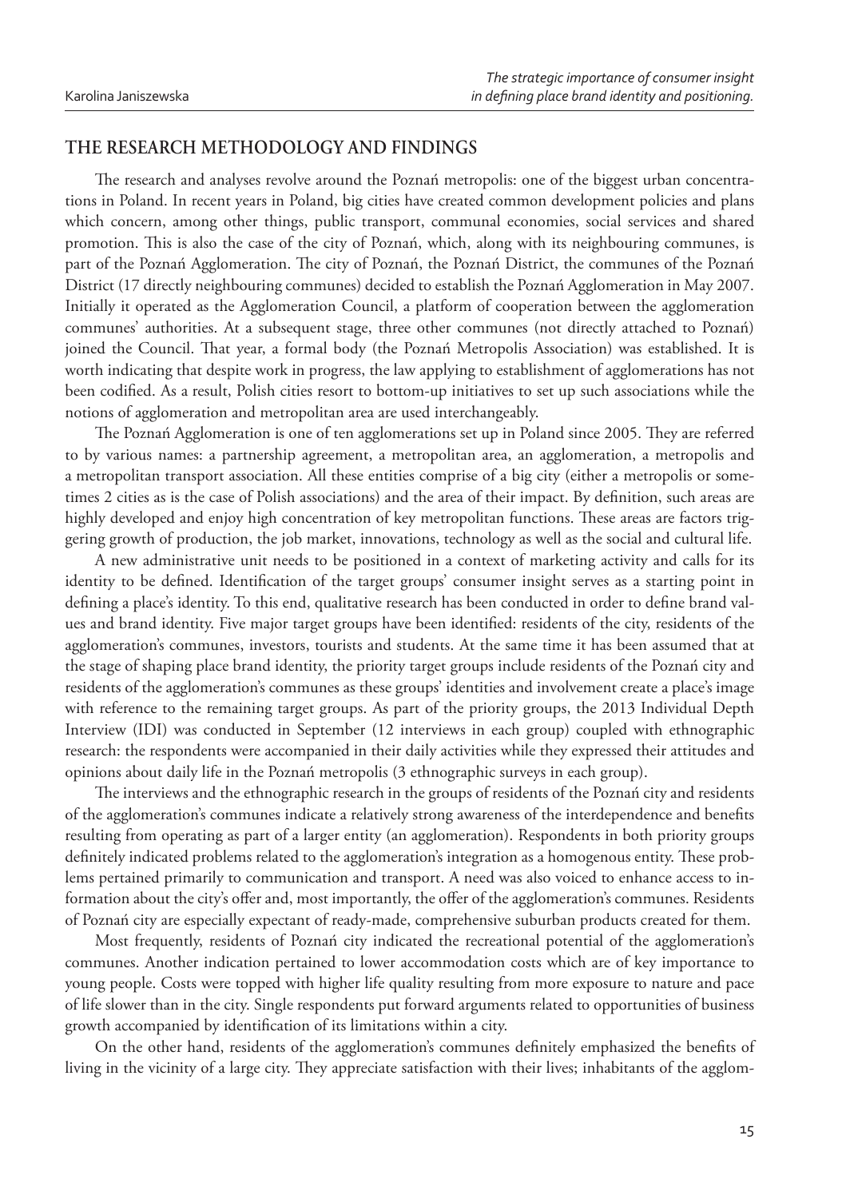## THE RESEARCH METHODOLOGY AND FINDINGS

The research and analyses revolve around the Poznań metropolis: one of the biggest urban concentrations in Poland. In recent years in Poland, big cities have created common development policies and plans which concern, among other things, public transport, communal economies, social services and shared promotion. This is also the case of the city of Poznań, which, along with its neighbouring communes, is part of the Poznań Agglomeration. The city of Poznań, the Poznań District, the communes of the Poznań District (17 directly neighbouring communes) decided to establish the Poznań Agglomeration in May 2007. Initially it operated as the Agglomeration Council, a platform of cooperation between the agglomeration communes' authorities. At a subsequent stage, three other communes (not directly attached to Poznań) joined the Council. That year, a formal body (the Poznań Metropolis Association) was established. It is worth indicating that despite work in progress, the law applying to establishment of agglomerations has not been codified. As a result, Polish cities resort to bottom-up initiatives to set up such associations while the notions of agglomeration and metropolitan area are used interchangeably.

The Poznań Agglomeration is one of ten agglomerations set up in Poland since 2005. They are referred to by various names: a partnership agreement, a metropolitan area, an agglomeration, a metropolis and a metropolitan transport association. All these entities comprise of a big city (either a metropolis or sometimes 2 cities as is the case of Polish associations) and the area of their impact. By definition, such areas are highly developed and enjoy high concentration of key metropolitan functions. These areas are factors triggering growth of production, the job market, innovations, technology as well as the social and cultural life.

A new administrative unit needs to be positioned in a context of marketing activity and calls for its identity to be defined. Identification of the target groups' consumer insight serves as a starting point in defining a place's identity. To this end, qualitative research has been conducted in order to define brand values and brand identity. Five major target groups have been identified: residents of the city, residents of the agglomeration's communes, investors, tourists and students. At the same time it has been assumed that at the stage of shaping place brand identity, the priority target groups include residents of the Poznań city and residents of the agglomeration's communes as these groups' identities and involvement create a place's image with reference to the remaining target groups. As part of the priority groups, the 2013 Individual Depth Interview (IDI) was conducted in September (12 interviews in each group) coupled with ethnographic research: the respondents were accompanied in their daily activities while they expressed their attitudes and opinions about daily life in the Poznań metropolis (3 ethnographic surveys in each group).

The interviews and the ethnographic research in the groups of residents of the Poznań city and residents of the agglomeration's communes indicate a relatively strong awareness of the interdependence and benefits resulting from operating as part of a larger entity (an agglomeration). Respondents in both priority groups definitely indicated problems related to the agglomeration's integration as a homogenous entity. These problems pertained primarily to communication and transport. A need was also voiced to enhance access to information about the city's offer and, most importantly, the offer of the agglomeration's communes. Residents of Poznań city are especially expectant of ready-made, comprehensive suburban products created for them.

Most frequently, residents of Poznań city indicated the recreational potential of the agglomeration's communes. Another indication pertained to lower accommodation costs which are of key importance to young people. Costs were topped with higher life quality resulting from more exposure to nature and pace of life slower than in the city. Single respondents put forward arguments related to opportunities of business growth accompanied by identification of its limitations within a city.

On the other hand, residents of the agglomeration's communes definitely emphasized the benefits of living in the vicinity of a large city. They appreciate satisfaction with their lives; inhabitants of the agglom-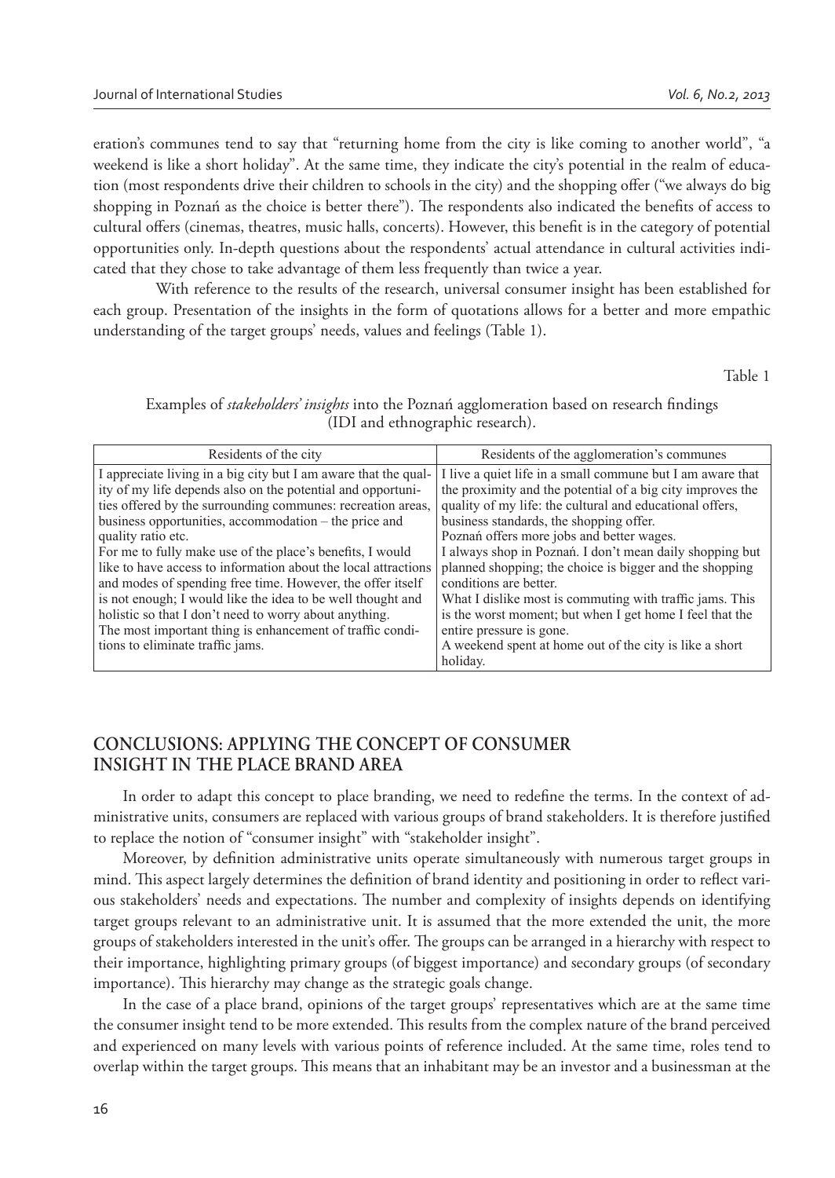eration's communes tend to say that "returning home from the city is like coming to another world", "a weekend is like a short holiday". At the same time, they indicate the city's potential in the realm of education (most respondents drive their children to schools in the city) and the shopping offer ("we always do big shopping in Poznań as the choice is better there"). The respondents also indicated the benefits of access to cultural offers (cinemas, theatres, music halls, concerts). However, this benefit is in the category of potential opportunities only. In-depth questions about the respondents' actual attendance in cultural activities indicated that they chose to take advantage of them less frequently than twice a year.

With reference to the results of the research, universal consumer insight has been established for each group. Presentation of the insights in the form of quotations allows for a better and more empathic understanding of the target groups' needs, values and feelings (Table 1).

Table 1

Examples of *stakeholders' insights* into the Poznań agglomeration based on research findings (IDI and ethnographic research).

| Residents of the city | Residents of the agglomeration's communes |
|---|---|
| I appreciate living in a big city but I am aware that the quality of my life depends also on the potential and opportunities offered by the surrounding communes: recreation areas, business opportunities, accommodation – the price and quality ratio etc.<br>For me to fully make use of the place's benefits, I would like to have access to information about the local attractions and modes of spending free time. However, the offer itself is not enough; I would like the idea to be well thought and holistic so that I don't need to worry about anything.<br>The most important thing is enhancement of traffic conditions to eliminate traffic jams. | I live a quiet life in a small commune but I am aware that the proximity and the potential of a big city improves the quality of my life: the cultural and educational offers, business standards, the shopping offer.<br>Poznań offers more jobs and better wages.<br>I always shop in Poznań. I don't mean daily shopping but planned shopping; the choice is bigger and the shopping conditions are better.<br>What I dislike most is commuting with traffic jams. This is the worst moment; but when I get home I feel that the entire pressure is gone.<br>A weekend spent at home out of the city is like a short holiday. |

## CONCLUSIONS: APPLYING THE CONCEPT OF CONSUMER INSIGHT IN THE PLACE BRAND AREA

In order to adapt this concept to place branding, we need to redefine the terms. In the context of administrative units, consumers are replaced with various groups of brand stakeholders. It is therefore justified to replace the notion of "consumer insight" with "stakeholder insight".

Moreover, by definition administrative units operate simultaneously with numerous target groups in mind. This aspect largely determines the definition of brand identity and positioning in order to reflect various stakeholders' needs and expectations. The number and complexity of insights depends on identifying target groups relevant to an administrative unit. It is assumed that the more extended the unit, the more groups of stakeholders interested in the unit's offer. The groups can be arranged in a hierarchy with respect to their importance, highlighting primary groups (of biggest importance) and secondary groups (of secondary importance). This hierarchy may change as the strategic goals change.

In the case of a place brand, opinions of the target groups' representatives which are at the same time the consumer insight tend to be more extended. This results from the complex nature of the brand perceived and experienced on many levels with various points of reference included. At the same time, roles tend to overlap within the target groups. This means that an inhabitant may be an investor and a businessman at the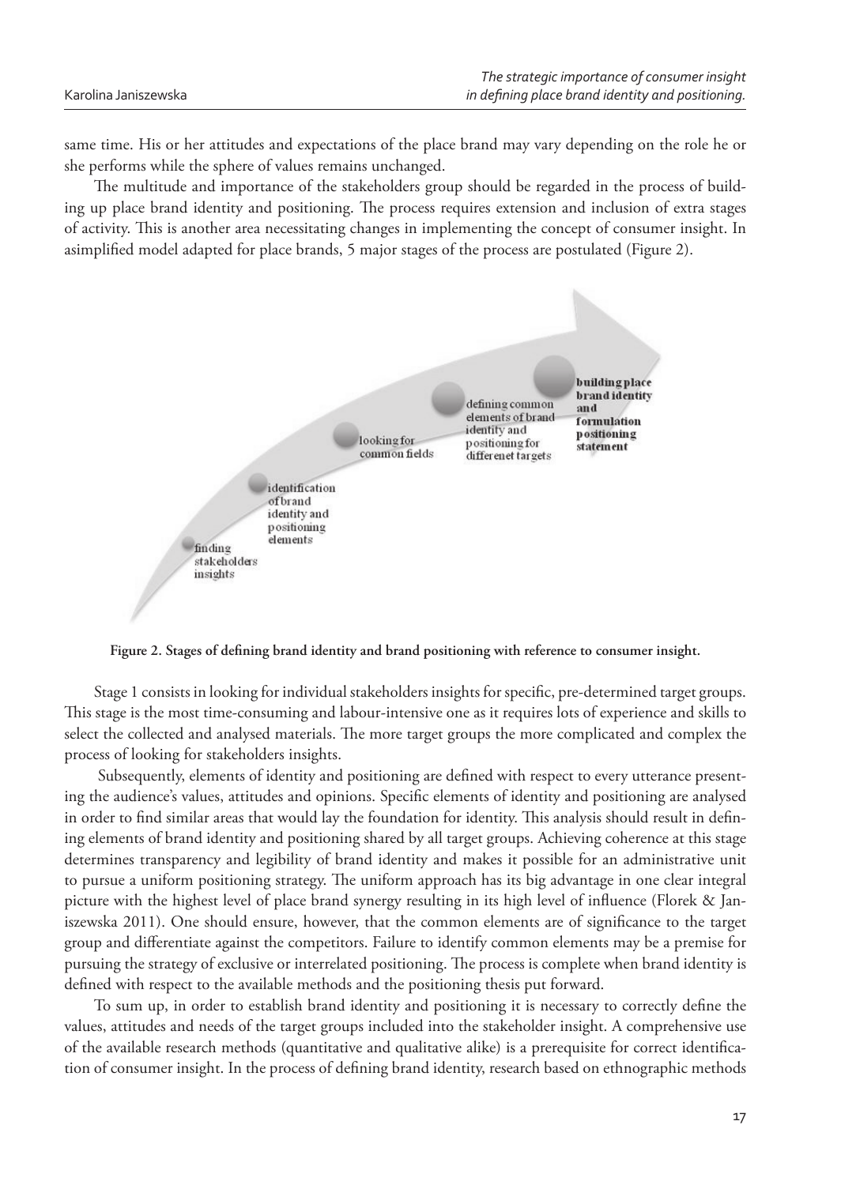same time. His or her attitudes and expectations of the place brand may vary depending on the role he or she performs while the sphere of values remains unchanged.

The multitude and importance of the stakeholders group should be regarded in the process of building up place brand identity and positioning. The process requires extension and inclusion of extra stages of activity. This is another area necessitating changes in implementing the concept of consumer insight. In asimplified model adapted for place brands, 5 major stages of the process are postulated (Figure 2).

finding stakeholders insights

identification of brand identity and positioning elements

looking for common fields

defining common elements of brand identity and positioning for differenet targets

**building place brand identity and formulation positioning statement**

**Figure 2. Stages of defining brand identity and brand positioning with reference to consumer insight.**

Stage 1 consists in looking for individual stakeholders insights for specific, pre-determined target groups. This stage is the most time-consuming and labour-intensive one as it requires lots of experience and skills to select the collected and analysed materials. The more target groups the more complicated and complex the process of looking for stakeholders insights.

Subsequently, elements of identity and positioning are defined with respect to every utterance presenting the audience's values, attitudes and opinions. Specific elements of identity and positioning are analysed in order to find similar areas that would lay the foundation for identity. This analysis should result in defining elements of brand identity and positioning shared by all target groups. Achieving coherence at this stage determines transparency and legibility of brand identity and makes it possible for an administrative unit to pursue a uniform positioning strategy. The uniform approach has its big advantage in one clear integral picture with the highest level of place brand synergy resulting in its high level of influence (Florek & Janiszewska 2011). One should ensure, however, that the common elements are of significance to the target group and differentiate against the competitors. Failure to identify common elements may be a premise for pursuing the strategy of exclusive or interrelated positioning. The process is complete when brand identity is defined with respect to the available methods and the positioning thesis put forward.

To sum up, in order to establish brand identity and positioning it is necessary to correctly define the values, attitudes and needs of the target groups included into the stakeholder insight. A comprehensive use of the available research methods (quantitative and qualitative alike) is a prerequisite for correct identification of consumer insight. In the process of defining brand identity, research based on ethnographic methods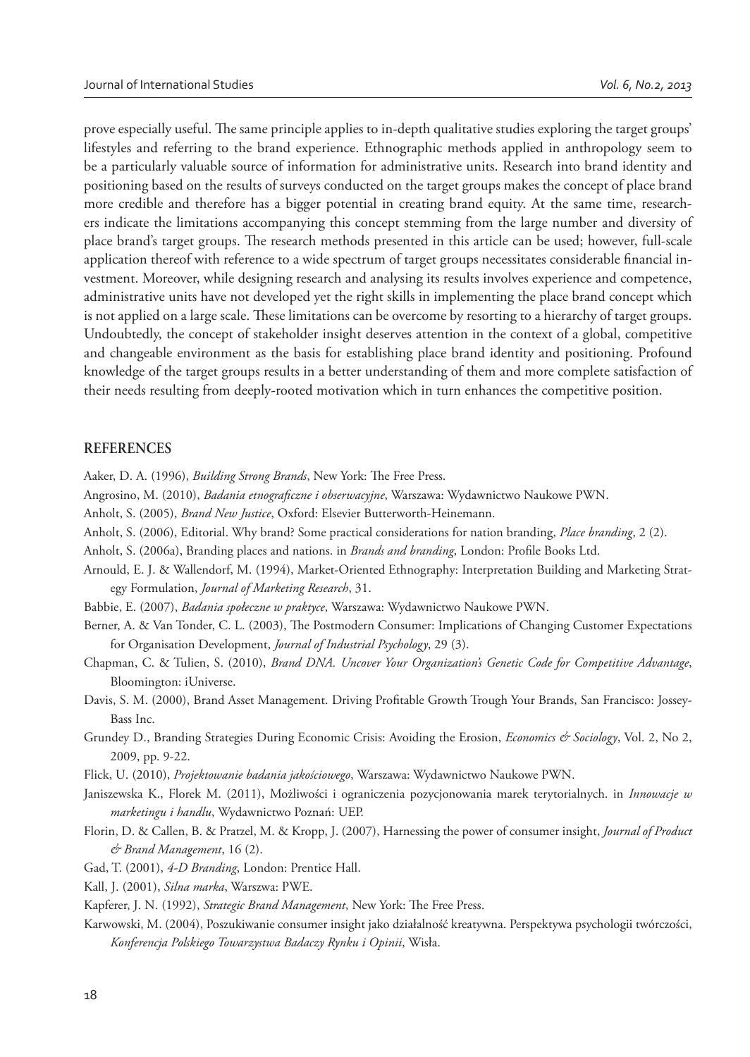prove especially useful. The same principle applies to in-depth qualitative studies exploring the target groups' lifestyles and referring to the brand experience. Ethnographic methods applied in anthropology seem to be a particularly valuable source of information for administrative units. Research into brand identity and positioning based on the results of surveys conducted on the target groups makes the concept of place brand more credible and therefore has a bigger potential in creating brand equity. At the same time, researchers indicate the limitations accompanying this concept stemming from the large number and diversity of place brand's target groups. The research methods presented in this article can be used; however, full-scale application thereof with reference to a wide spectrum of target groups necessitates considerable financial investment. Moreover, while designing research and analysing its results involves experience and competence, administrative units have not developed yet the right skills in implementing the place brand concept which is not applied on a large scale. These limitations can be overcome by resorting to a hierarchy of target groups. Undoubtedly, the concept of stakeholder insight deserves attention in the context of a global, competitive and changeable environment as the basis for establishing place brand identity and positioning. Profound knowledge of the target groups results in a better understanding of them and more complete satisfaction of their needs resulting from deeply-rooted motivation which in turn enhances the competitive position.

## REFERENCES

Aaker, D. A. (1996), *Building Strong Brands*, New York: The Free Press.

Angrosino, M. (2010), *Badania etnograficzne i obserwacyjne*, Warszawa: Wydawnictwo Naukowe PWN.

Anholt, S. (2005), *Brand New Justice*, Oxford: Elsevier Butterworth-Heinemann.

Anholt, S. (2006), Editorial. Why brand? Some practical considerations for nation branding, *Place branding*, 2 (2).

Anholt, S. (2006a), Branding places and nations. in *Brands and branding*, London: Profile Books Ltd.

Arnould, E. J. & Wallendorf, M. (1994), Market-Oriented Ethnography: Interpretation Building and Marketing Strategy Formulation, *Journal of Marketing Research*, 31.

Babbie, E. (2007), *Badania społeczne w praktyce*, Warszawa: Wydawnictwo Naukowe PWN.

Berner, A. & Van Tonder, C. L. (2003), The Postmodern Consumer: Implications of Changing Customer Expectations for Organisation Development, *Journal of Industrial Psychology*, 29 (3).

Chapman, C. & Tulien, S. (2010), *Brand DNA. Uncover Your Organization's Genetic Code for Competitive Advantage*, Bloomington: iUniverse.

Davis, S. M. (2000), Brand Asset Management. Driving Profitable Growth Trough Your Brands, San Francisco: Jossey-Bass Inc.

Grundey D., Branding Strategies During Economic Crisis: Avoiding the Erosion, *Economics & Sociology*, Vol. 2, No 2, 2009, pp. 9-22.

Flick, U. (2010), *Projektowanie badania jakościowego*, Warszawa: Wydawnictwo Naukowe PWN.

Janiszewska K., Florek M. (2011), Możliwości i ograniczenia pozycjonowania marek terytorialnych. in *Innowacje w marketingu i handlu*, Wydawnictwo Poznań: UEP.

Florin, D. & Callen, B. & Pratzel, M. & Kropp, J. (2007), Harnessing the power of consumer insight, *Journal of Product & Brand Management*, 16 (2).

Gad, T. (2001), *4-D Branding*, London: Prentice Hall.

Kall, J. (2001), *Silna marka*, Warszwa: PWE.

Kapferer, J. N. (1992), *Strategic Brand Management*, New York: The Free Press.

Karwowski, M. (2004), Poszukiwanie consumer insight jako działalność kreatywna. Perspektywa psychologii twórczości, *Konferencja Polskiego Towarzystwa Badaczy Rynku i Opinii*, Wisła.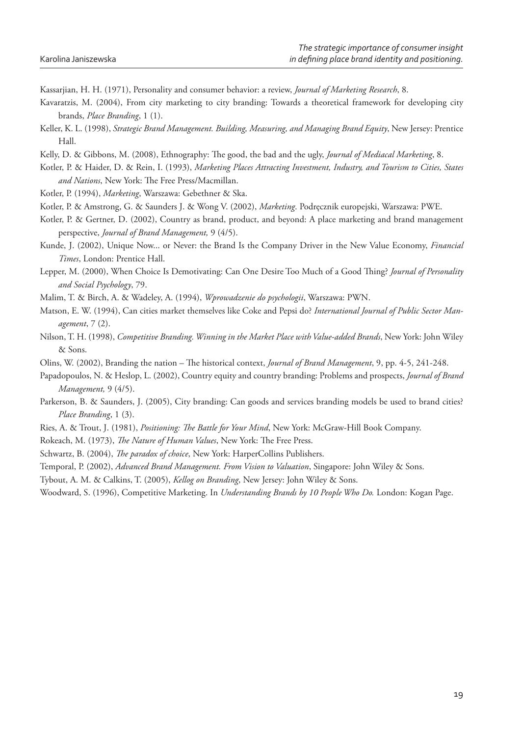Kassarjian, H. H. (1971), Personality and consumer behavior: a review, *Journal of Marketing Research*, 8.

Kavaratzis, M. (2004), From city marketing to city branding: Towards a theoretical framework for developing city brands, *Place Branding*, 1 (1).

Keller, K. L. (1998), *Strategic Brand Management. Building, Measuring, and Managing Brand Equity*, New Jersey: Prentice Hall.

Kelly, D. & Gibbons, M. (2008), Ethnography: The good, the bad and the ugly, *Journal of Mediacal Marketing*, 8.

Kotler, P. & Haider, D. & Rein, I. (1993), *Marketing Places Attracting Investment, Industry, and Tourism to Cities, States and Nations*, New York: The Free Press/Macmillan.

Kotler, P. (1994), *Marketing*, Warszawa: Gebethner & Ska.

Kotler, P. & Amstrong, G. & Saunders J. & Wong V. (2002), *Marketing*. Podręcznik europejski, Warszawa: PWE.

Kotler, P. & Gertner, D. (2002), Country as brand, product, and beyond: A place marketing and brand management perspective, *Journal of Brand Management,* 9 (4/5).

Kunde, J. (2002), Unique Now... or Never: the Brand Is the Company Driver in the New Value Economy, *Financial Times*, London: Prentice Hall.

Lepper, M. (2000), When Choice Is Demotivating: Can One Desire Too Much of a Good Thing? *Journal of Personality and Social Psychology*, 79.

Malim, T. & Birch, A. & Wadeley, A. (1994), *Wprowadzenie do psychologii*, Warszawa: PWN.

Matson, E. W. (1994), Can cities market themselves like Coke and Pepsi do? *International Journal of Public Sector Management*, 7 (2).

Nilson, T. H. (1998), *Competitive Branding. Winning in the Market Place with Value-added Brands*, New York: John Wiley & Sons.

Olins, W. (2002), Branding the nation – The historical context, *Journal of Brand Management*, 9, pp. 4-5, 241-248.

Papadopoulos, N. & Heslop, L. (2002), Country equity and country branding: Problems and prospects, *Journal of Brand Management,* 9 (4/5).

Parkerson, B. & Saunders, J. (2005), City branding: Can goods and services branding models be used to brand cities? *Place Branding*, 1 (3).

Ries, A. & Trout, J. (1981), *Positioning: The Battle for Your Mind*, New York: McGraw-Hill Book Company.

Rokeach, M. (1973), *The Nature of Human Values*, New York: The Free Press.

Schwartz, B. (2004), *The paradox of choice*, New York: HarperCollins Publishers.

Temporal, P. (2002), *Advanced Brand Management. From Vision to Valuation*, Singapore: John Wiley & Sons.

Tybout, A. M. & Calkins, T. (2005), *Kellog on Branding*, New Jersey: John Wiley & Sons.

Woodward, S. (1996), Competitive Marketing. In *Understanding Brands by 10 People Who Do.* London: Kogan Page.